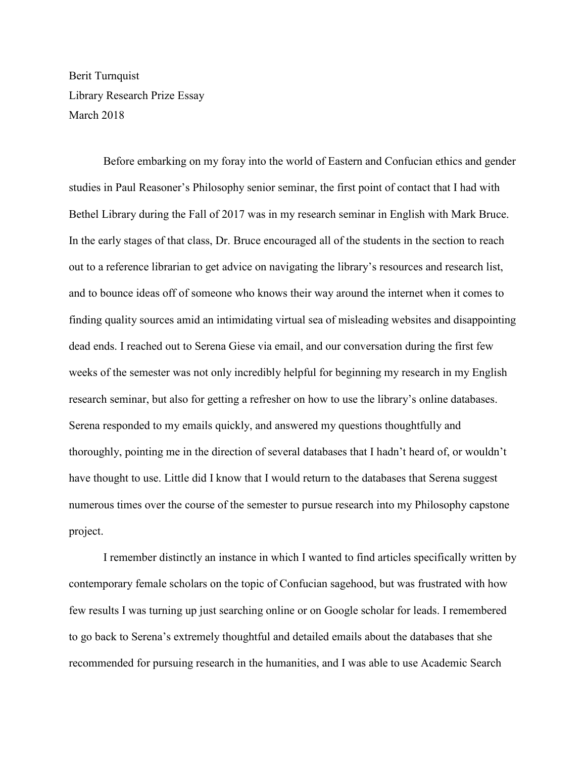Berit Turnquist

Library Research Prize Essay

March 2018

Before embarking on my foray into the world of Eastern and Confucian ethics and gender studies in Paul Reasoner's Philosophy senior seminar, the first point of contact that I had with Bethel Library during the Fall of 2017 was in my research seminar in English with Mark Bruce. In the early stages of that class, Dr. Bruce encouraged all of the students in the section to reach out to a reference librarian to get advice on navigating the library's resources and research list, and to bounce ideas off of someone who knows their way around the internet when it comes to finding quality sources amid an intimidating virtual sea of misleading websites and disappointing dead ends. I reached out to Serena Giese via email, and our conversation during the first few weeks of the semester was not only incredibly helpful for beginning my research in my English research seminar, but also for getting a refresher on how to use the library's online databases. Serena responded to my emails quickly, and answered my questions thoughtfully and thoroughly, pointing me in the direction of several databases that I hadn't heard of, or wouldn't have thought to use. Little did I know that I would return to the databases that Serena suggest numerous times over the course of the semester to pursue research into my Philosophy capstone project.

I remember distinctly an instance in which I wanted to find articles specifically written by contemporary female scholars on the topic of Confucian sagehood, but was frustrated with how few results I was turning up just searching online or on Google scholar for leads. I remembered to go back to Serena's extremely thoughtful and detailed emails about the databases that she recommended for pursuing research in the humanities, and I was able to use Academic Search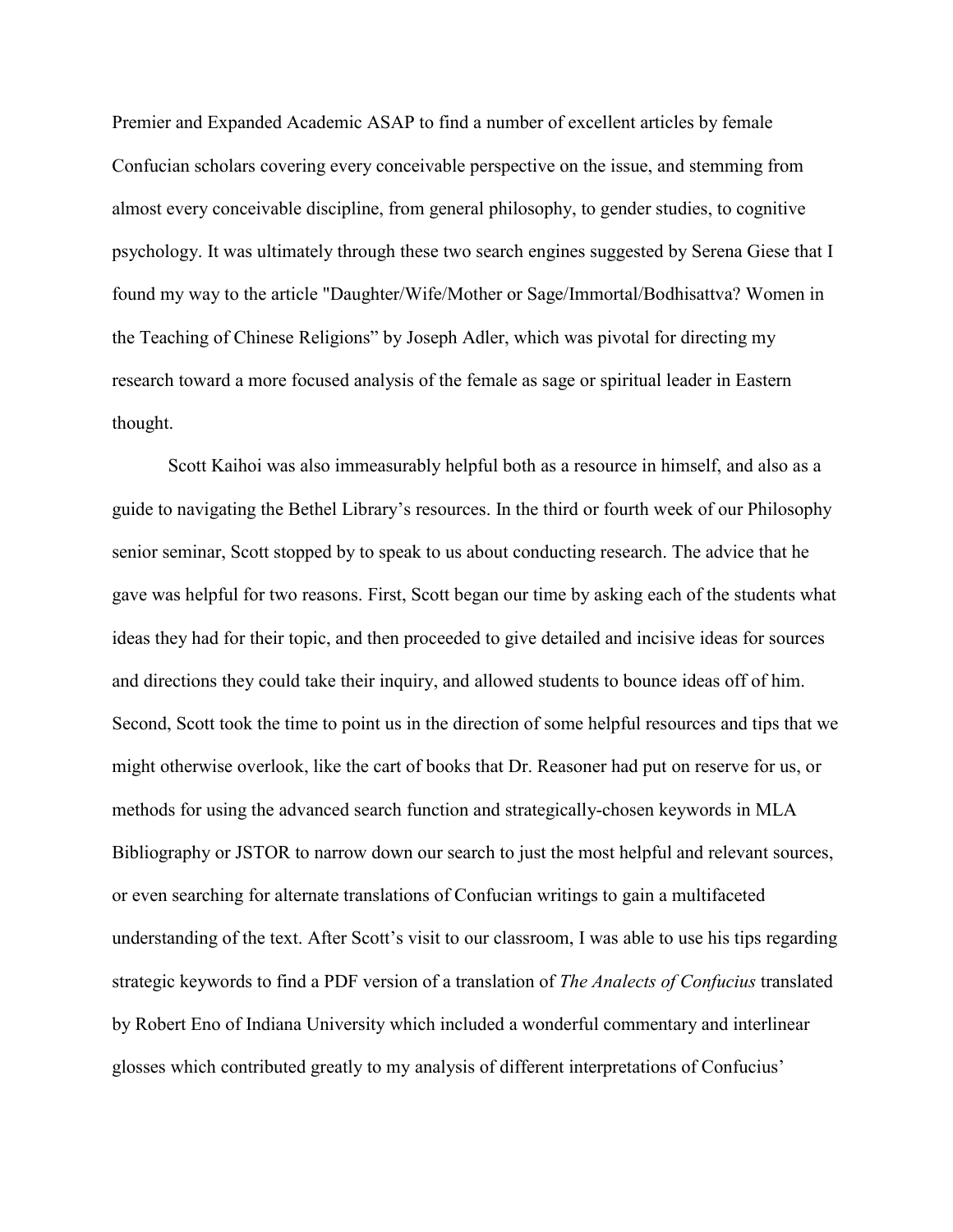Premier and Expanded Academic ASAP to find a number of excellent articles by female Confucian scholars covering every conceivable perspective on the issue, and stemming from almost every conceivable discipline, from general philosophy, to gender studies, to cognitive psychology. It was ultimately through these two search engines suggested by Serena Giese that I found my way to the article "Daughter/Wife/Mother or Sage/Immortal/Bodhisattva? Women in the Teaching of Chinese Religions" by Joseph Adler, which was pivotal for directing my research toward a more focused analysis of the female as sage or spiritual leader in Eastern thought.

Scott Kaihoi was also immeasurably helpful both as a resource in himself, and also as a guide to navigating the Bethel Library's resources. In the third or fourth week of our Philosophy senior seminar, Scott stopped by to speak to us about conducting research. The advice that he gave was helpful for two reasons. First, Scott began our time by asking each of the students what ideas they had for their topic, and then proceeded to give detailed and incisive ideas for sources and directions they could take their inquiry, and allowed students to bounce ideas off of him. Second, Scott took the time to point us in the direction of some helpful resources and tips that we might otherwise overlook, like the cart of books that Dr. Reasoner had put on reserve for us, or methods for using the advanced search function and strategically-chosen keywords in MLA Bibliography or JSTOR to narrow down our search to just the most helpful and relevant sources, or even searching for alternate translations of Confucian writings to gain a multifaceted understanding of the text. After Scott's visit to our classroom, I was able to use his tips regarding strategic keywords to find a PDF version of a translation of *The Analects of Confucius* translated by Robert Eno of Indiana University which included a wonderful commentary and interlinear glosses which contributed greatly to my analysis of different interpretations of Confucius'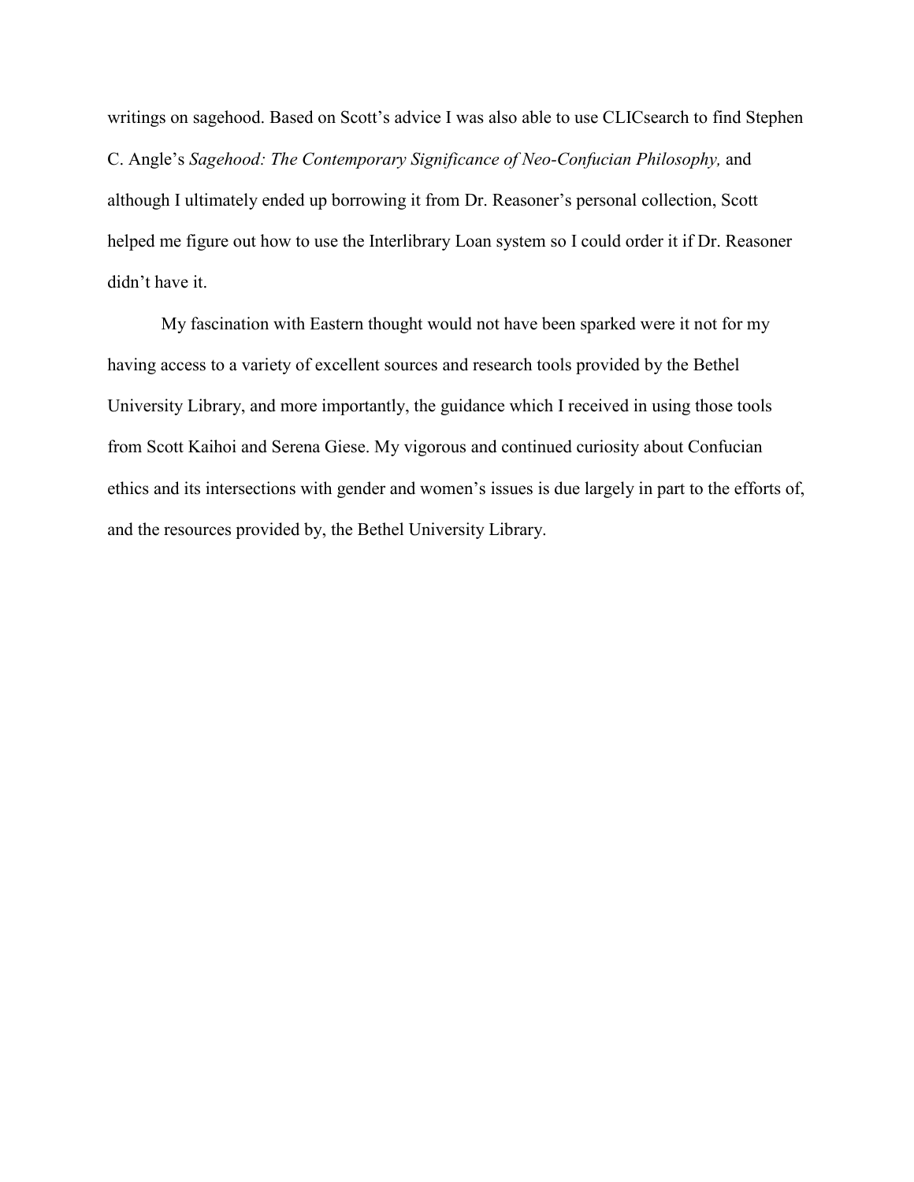writings on sagehood. Based on Scott's advice I was also able to use CLICsearch to find Stephen C. Angle's *Sagehood: The Contemporary Significance of Neo-Confucian Philosophy,* and although I ultimately ended up borrowing it from Dr. Reasoner's personal collection, Scott helped me figure out how to use the Interlibrary Loan system so I could order it if Dr. Reasoner didn't have it.

My fascination with Eastern thought would not have been sparked were it not for my having access to a variety of excellent sources and research tools provided by the Bethel University Library, and more importantly, the guidance which I received in using those tools from Scott Kaihoi and Serena Giese. My vigorous and continued curiosity about Confucian ethics and its intersections with gender and women's issues is due largely in part to the efforts of, and the resources provided by, the Bethel University Library.